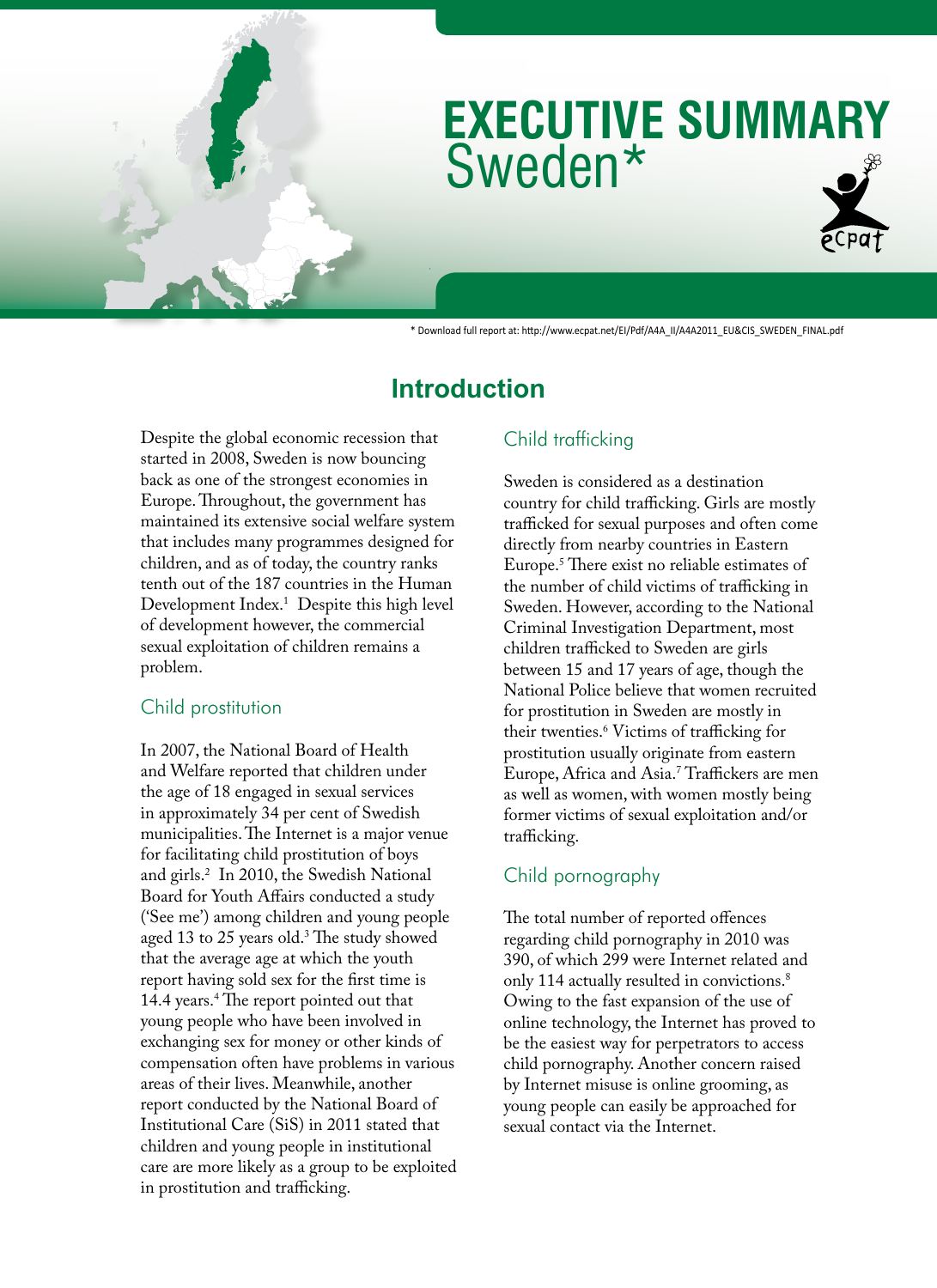# EXECUTIVE SUMMARY
# Sweden*

\* Download full report at: http://www.ecpat.net/EI/Pdf/A4A_II/A4A2011_EU&CIS_SWEDEN_FINAL.pdf

## Introduction

Despite the global economic recession that started in 2008, Sweden is now bouncing back as one of the strongest economies in Europe. Throughout, the government has maintained its extensive social welfare system that includes many programmes designed for children, and as of today, the country ranks tenth out of the 187 countries in the Human Development Index.[1] Despite this high level of development however, the commercial sexual exploitation of children remains a problem.

### Child prostitution

In 2007, the National Board of Health and Welfare reported that children under the age of 18 engaged in sexual services in approximately 34 per cent of Swedish municipalities. The Internet is a major venue for facilitating child prostitution of boys and girls.[2] In 2010, the Swedish National Board for Youth Affairs conducted a study ('See me') among children and young people aged 13 to 25 years old.[3] The study showed that the average age at which the youth report having sold sex for the first time is 14.4 years.[4] The report pointed out that young people who have been involved in exchanging sex for money or other kinds of compensation often have problems in various areas of their lives. Meanwhile, another report conducted by the National Board of Institutional Care (SiS) in 2011 stated that children and young people in institutional care are more likely as a group to be exploited in prostitution and trafficking.

### Child trafficking

Sweden is considered as a destination country for child trafficking. Girls are mostly trafficked for sexual purposes and often come directly from nearby countries in Eastern Europe.[5] There exist no reliable estimates of the number of child victims of trafficking in Sweden. However, according to the National Criminal Investigation Department, most children trafficked to Sweden are girls between 15 and 17 years of age, though the National Police believe that women recruited for prostitution in Sweden are mostly in their twenties.[6] Victims of trafficking for prostitution usually originate from eastern Europe, Africa and Asia.[7] Traffickers are men as well as women, with women mostly being former victims of sexual exploitation and/or trafficking.

### Child pornography

The total number of reported offences regarding child pornography in 2010 was 390, of which 299 were Internet related and only 114 actually resulted in convictions.[8] Owing to the fast expansion of the use of online technology, the Internet has proved to be the easiest way for perpetrators to access child pornography. Another concern raised by Internet misuse is online grooming, as young people can easily be approached for sexual contact via the Internet.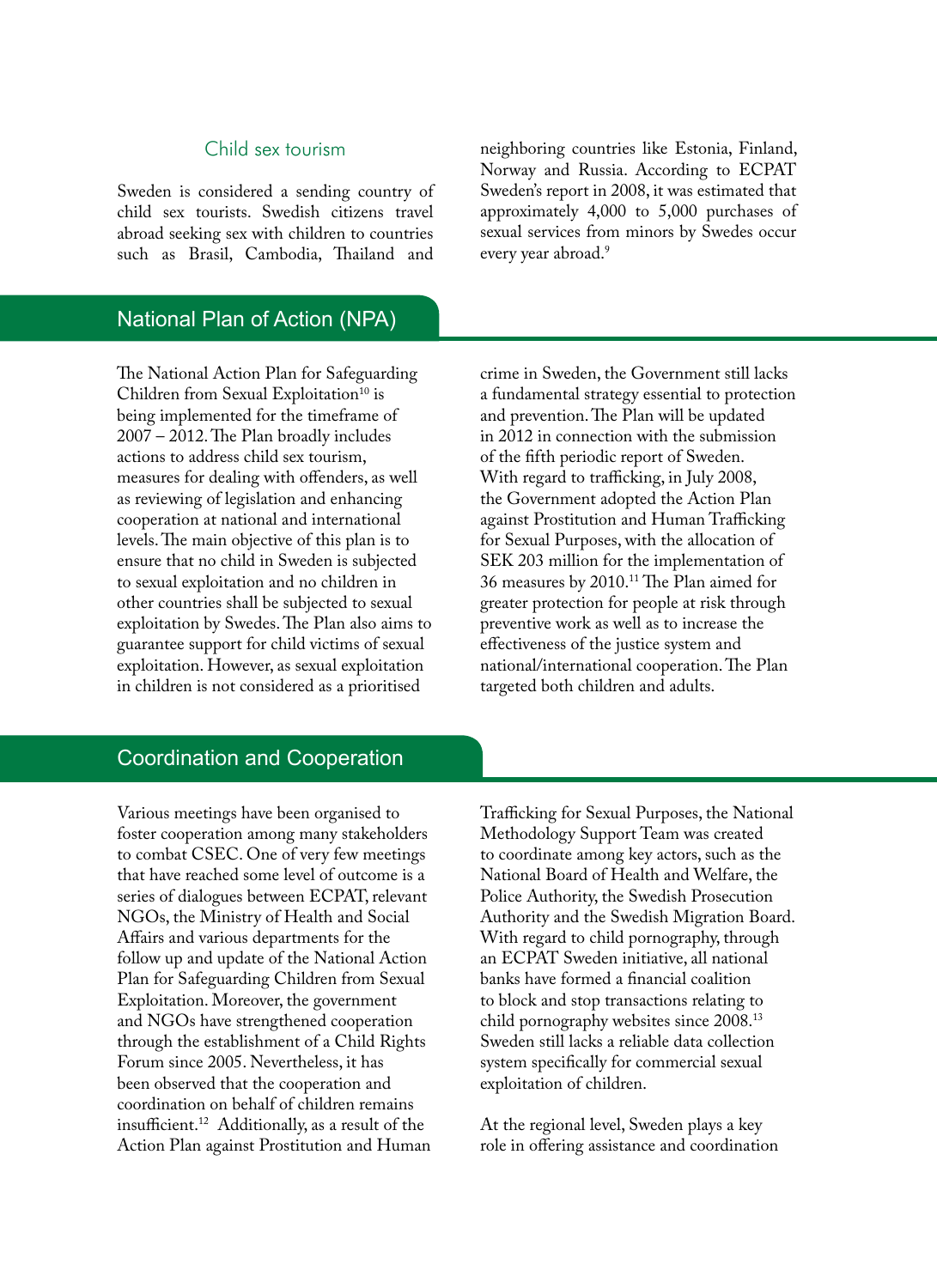### Child sex tourism

Sweden is considered a sending country of child sex tourists. Swedish citizens travel abroad seeking sex with children to countries such as Brasil, Cambodia, Thailand and neighboring countries like Estonia, Finland, Norway and Russia. According to ECPAT Sweden's report in 2008, it was estimated that approximately 4,000 to 5,000 purchases of sexual services from minors by Swedes occur every year abroad.[9]

## National Plan of Action (NPA)

The National Action Plan for Safeguarding Children from Sexual Exploitation[10] is being implemented for the timeframe of 2007 – 2012. The Plan broadly includes actions to address child sex tourism, measures for dealing with offenders, as well as reviewing of legislation and enhancing cooperation at national and international levels. The main objective of this plan is to ensure that no child in Sweden is subjected to sexual exploitation and no children in other countries shall be subjected to sexual exploitation by Swedes. The Plan also aims to guarantee support for child victims of sexual exploitation. However, as sexual exploitation in children is not considered as a prioritised crime in Sweden, the Government still lacks a fundamental strategy essential to protection and prevention. The Plan will be updated in 2012 in connection with the submission of the fifth periodic report of Sweden. With regard to trafficking, in July 2008, the Government adopted the Action Plan against Prostitution and Human Trafficking for Sexual Purposes, with the allocation of SEK 203 million for the implementation of 36 measures by 2010.[11] The Plan aimed for greater protection for people at risk through preventive work as well as to increase the effectiveness of the justice system and national/international cooperation. The Plan targeted both children and adults.

## Coordination and Cooperation

Various meetings have been organised to foster cooperation among many stakeholders to combat CSEC. One of very few meetings that have reached some level of outcome is a series of dialogues between ECPAT, relevant NGOs, the Ministry of Health and Social Affairs and various departments for the follow up and update of the National Action Plan for Safeguarding Children from Sexual Exploitation. Moreover, the government and NGOs have strengthened cooperation through the establishment of a Child Rights Forum since 2005. Nevertheless, it has been observed that the cooperation and coordination on behalf of children remains insufficient.[12] Additionally, as a result of the Action Plan against Prostitution and Human Trafficking for Sexual Purposes, the National Methodology Support Team was created to coordinate among key actors, such as the National Board of Health and Welfare, the Police Authority, the Swedish Prosecution Authority and the Swedish Migration Board. With regard to child pornography, through an ECPAT Sweden initiative, all national banks have formed a financial coalition to block and stop transactions relating to child pornography websites since 2008.[13] Sweden still lacks a reliable data collection system specifically for commercial sexual exploitation of children.

At the regional level, Sweden plays a key role in offering assistance and coordination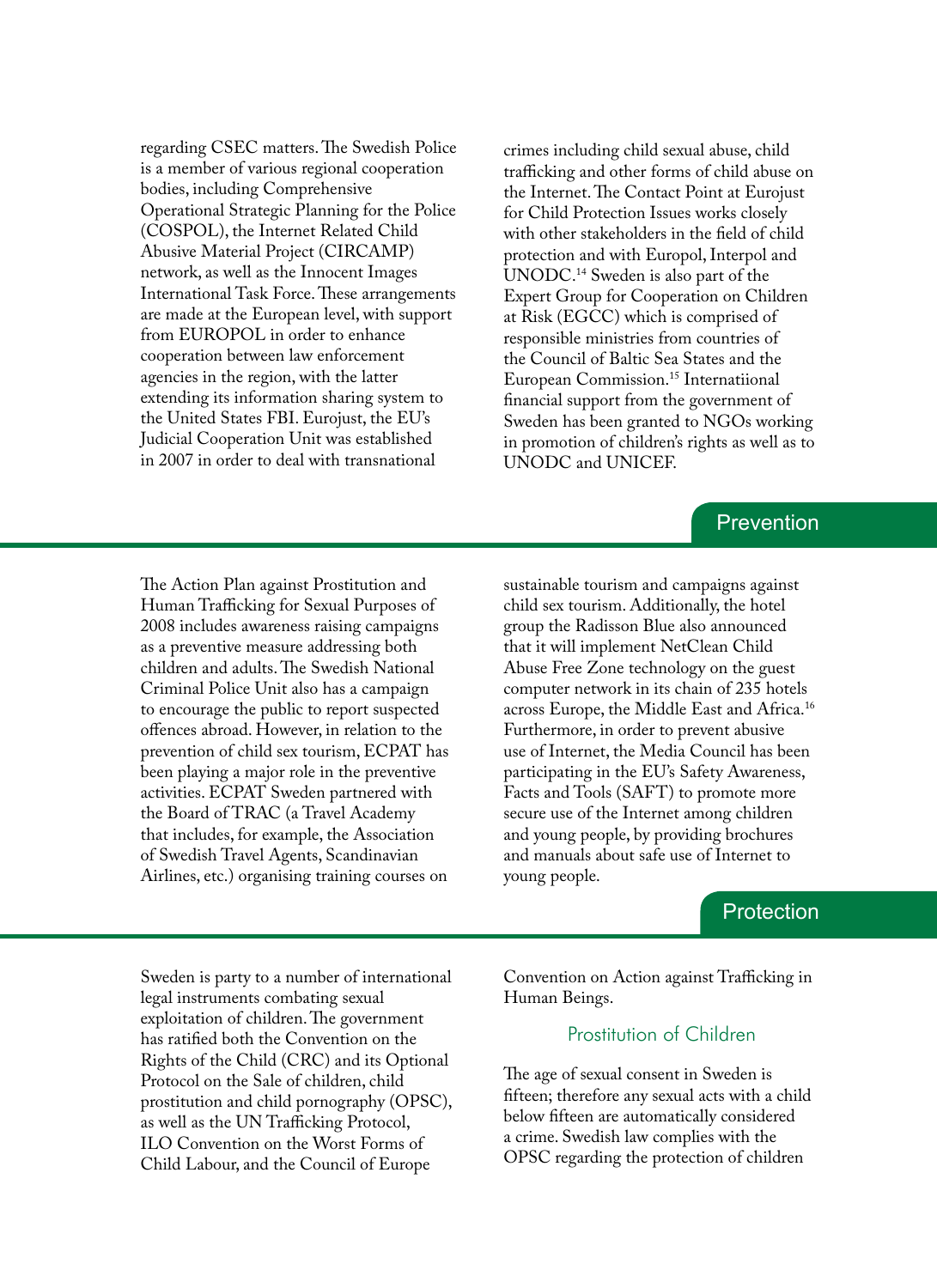regarding CSEC matters. The Swedish Police is a member of various regional cooperation bodies, including Comprehensive Operational Strategic Planning for the Police (COSPOL), the Internet Related Child Abusive Material Project (CIRCAMP) network, as well as the Innocent Images International Task Force. These arrangements are made at the European level, with support from EUROPOL in order to enhance cooperation between law enforcement agencies in the region, with the latter extending its information sharing system to the United States FBI. Eurojust, the EU's Judicial Cooperation Unit was established in 2007 in order to deal with transnational crimes including child sexual abuse, child trafficking and other forms of child abuse on the Internet. The Contact Point at Eurojust for Child Protection Issues works closely with other stakeholders in the field of child protection and with Europol, Interpol and UNODC.[14] Sweden is also part of the Expert Group for Cooperation on Children at Risk (EGCC) which is comprised of responsible ministries from countries of the Council of Baltic Sea States and the European Commission.[15] Internatiional financial support from the government of Sweden has been granted to NGOs working in promotion of children's rights as well as to UNODC and UNICEF.

## Prevention

The Action Plan against Prostitution and Human Trafficking for Sexual Purposes of 2008 includes awareness raising campaigns as a preventive measure addressing both children and adults. The Swedish National Criminal Police Unit also has a campaign to encourage the public to report suspected offences abroad. However, in relation to the prevention of child sex tourism, ECPAT has been playing a major role in the preventive activities. ECPAT Sweden partnered with the Board of TRAC (a Travel Academy that includes, for example, the Association of Swedish Travel Agents, Scandinavian Airlines, etc.) organising training courses on sustainable tourism and campaigns against child sex tourism. Additionally, the hotel group the Radisson Blue also announced that it will implement NetClean Child Abuse Free Zone technology on the guest computer network in its chain of 235 hotels across Europe, the Middle East and Africa.[16] Furthermore, in order to prevent abusive use of Internet, the Media Council has been participating in the EU's Safety Awareness, Facts and Tools (SAFT) to promote more secure use of the Internet among children and young people, by providing brochures and manuals about safe use of Internet to young people.

## Protection

Sweden is party to a number of international legal instruments combating sexual exploitation of children. The government has ratified both the Convention on the Rights of the Child (CRC) and its Optional Protocol on the Sale of children, child prostitution and child pornography (OPSC), as well as the UN Trafficking Protocol, ILO Convention on the Worst Forms of Child Labour, and the Council of Europe Convention on Action against Trafficking in Human Beings.

### Prostitution of Children

The age of sexual consent in Sweden is fifteen; therefore any sexual acts with a child below fifteen are automatically considered a crime. Swedish law complies with the OPSC regarding the protection of children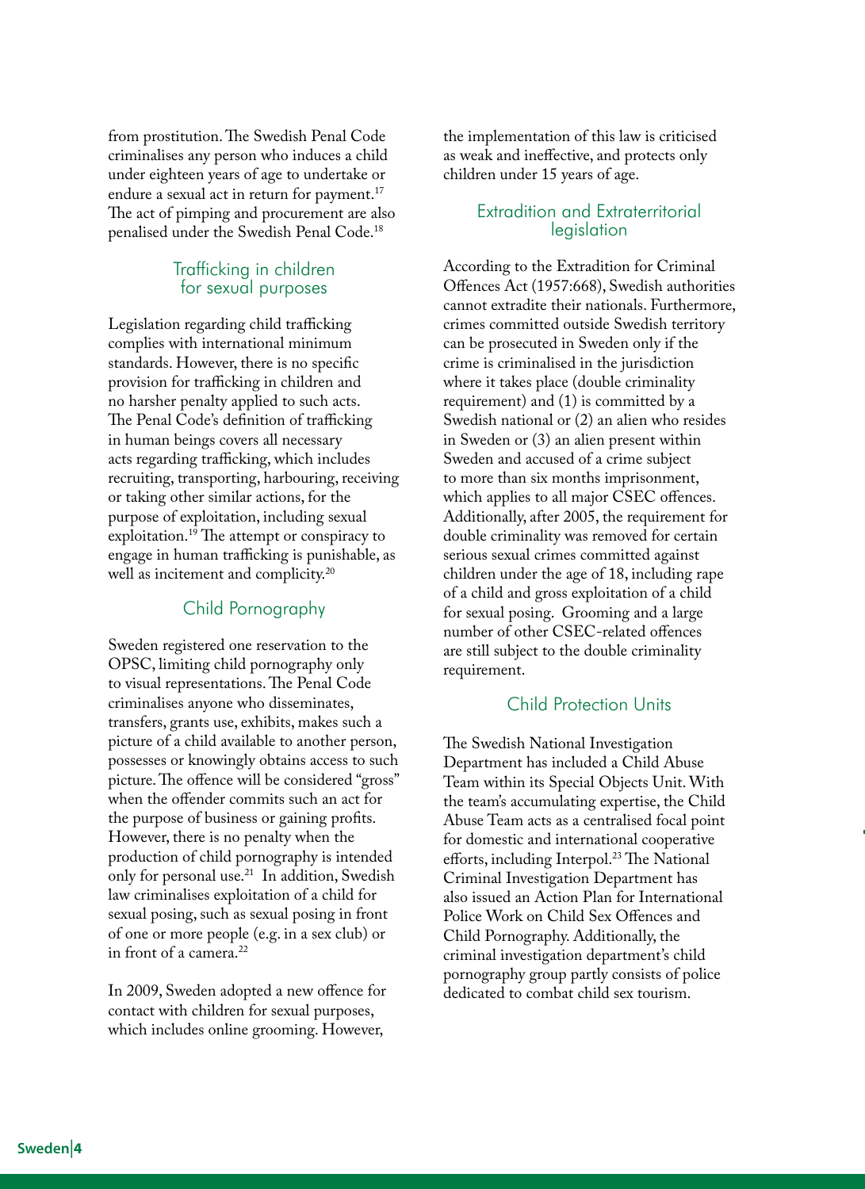from prostitution. The Swedish Penal Code criminalises any person who induces a child under eighteen years of age to undertake or endure a sexual act in return for payment.[17] The act of pimping and procurement are also penalised under the Swedish Penal Code.[18]

## Trafficking in children for sexual purposes

Legislation regarding child trafficking complies with international minimum standards. However, there is no specific provision for trafficking in children and no harsher penalty applied to such acts. The Penal Code's definition of trafficking in human beings covers all necessary acts regarding trafficking, which includes recruiting, transporting, harbouring, receiving or taking other similar actions, for the purpose of exploitation, including sexual exploitation.[19] The attempt or conspiracy to engage in human trafficking is punishable, as well as incitement and complicity.[20]

## Child Pornography

Sweden registered one reservation to the OPSC, limiting child pornography only to visual representations. The Penal Code criminalises anyone who disseminates, transfers, grants use, exhibits, makes such a picture of a child available to another person, possesses or knowingly obtains access to such picture. The offence will be considered "gross" when the offender commits such an act for the purpose of business or gaining profits. However, there is no penalty when the production of child pornography is intended only for personal use.[21] In addition, Swedish law criminalises exploitation of a child for sexual posing, such as sexual posing in front of one or more people (e.g. in a sex club) or in front of a camera.[22]

In 2009, Sweden adopted a new offence for contact with children for sexual purposes, which includes online grooming. However, the implementation of this law is criticised as weak and ineffective, and protects only children under 15 years of age.

## Extradition and Extraterritorial legislation

According to the Extradition for Criminal Offences Act (1957:668), Swedish authorities cannot extradite their nationals. Furthermore, crimes committed outside Swedish territory can be prosecuted in Sweden only if the crime is criminalised in the jurisdiction where it takes place (double criminality requirement) and (1) is committed by a Swedish national or (2) an alien who resides in Sweden or (3) an alien present within Sweden and accused of a crime subject to more than six months imprisonment, which applies to all major CSEC offences. Additionally, after 2005, the requirement for double criminality was removed for certain serious sexual crimes committed against children under the age of 18, including rape of a child and gross exploitation of a child for sexual posing. Grooming and a large number of other CSEC-related offences are still subject to the double criminality requirement.

## Child Protection Units

The Swedish National Investigation Department has included a Child Abuse Team within its Special Objects Unit. With the team's accumulating expertise, the Child Abuse Team acts as a centralised focal point for domestic and international cooperative efforts, including Interpol.[23] The National Criminal Investigation Department has also issued an Action Plan for International Police Work on Child Sex Offences and Child Pornography. Additionally, the criminal investigation department's child pornography group partly consists of police dedicated to combat child sex tourism.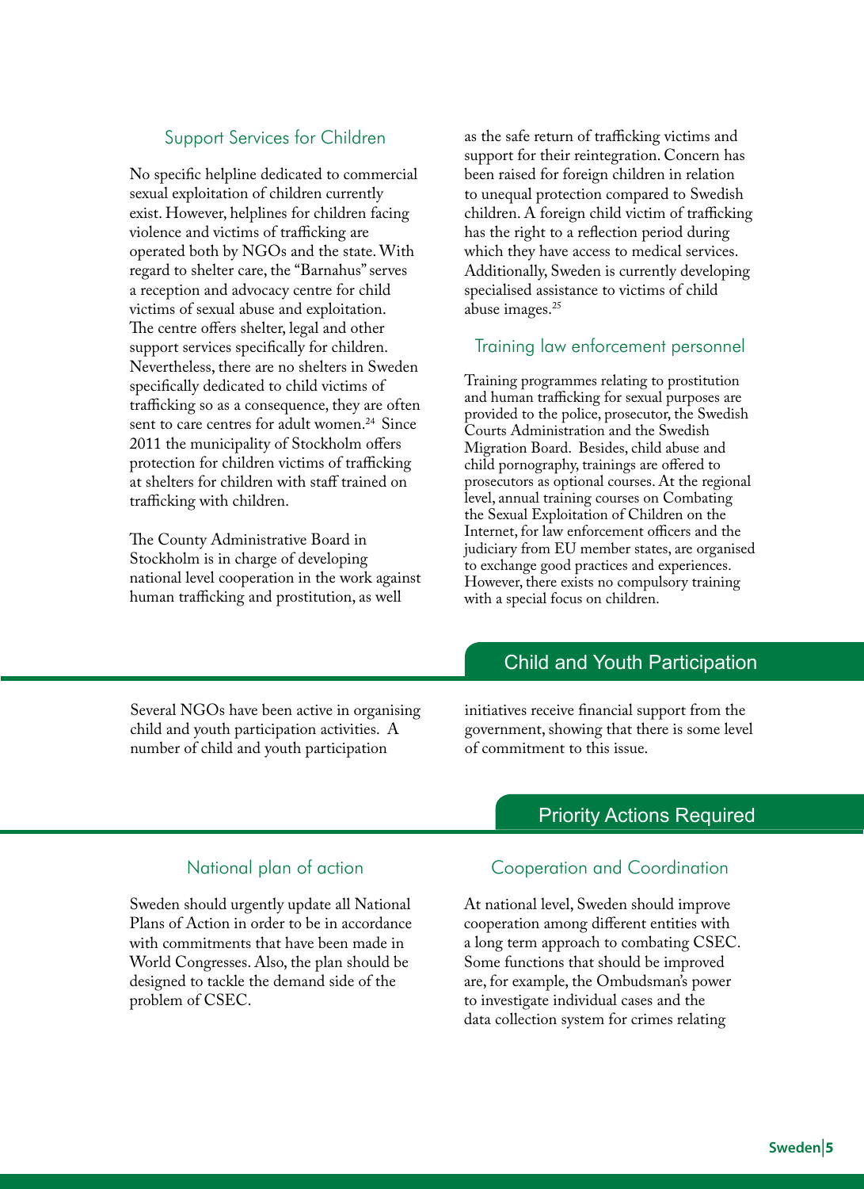### Support Services for Children

No specific helpline dedicated to commercial sexual exploitation of children currently exist. However, helplines for children facing violence and victims of trafficking are operated both by NGOs and the state. With regard to shelter care, the "Barnahus" serves a reception and advocacy centre for child victims of sexual abuse and exploitation. The centre offers shelter, legal and other support services specifically for children. Nevertheless, there are no shelters in Sweden specifically dedicated to child victims of trafficking so as a consequence, they are often sent to care centres for adult women.[24] Since 2011 the municipality of Stockholm offers protection for children victims of trafficking at shelters for children with staff trained on trafficking with children.

The County Administrative Board in Stockholm is in charge of developing national level cooperation in the work against human trafficking and prostitution, as well as the safe return of trafficking victims and support for their reintegration. Concern has been raised for foreign children in relation to unequal protection compared to Swedish children. A foreign child victim of trafficking has the right to a reflection period during which they have access to medical services. Additionally, Sweden is currently developing specialised assistance to victims of child abuse images.[25]

### Training law enforcement personnel

Training programmes relating to prostitution and human trafficking for sexual purposes are provided to the police, prosecutor, the Swedish Courts Administration and the Swedish Migration Board. Besides, child abuse and child pornography, trainings are offered to prosecutors as optional courses. At the regional level, annual training courses on Combating the Sexual Exploitation of Children on the Internet, for law enforcement officers and the judiciary from EU member states, are organised to exchange good practices and experiences. However, there exists no compulsory training with a special focus on children.

## Child and Youth Participation

Several NGOs have been active in organising child and youth participation activities. A number of child and youth participation initiatives receive financial support from the government, showing that there is some level of commitment to this issue.

## Priority Actions Required

### National plan of action

Sweden should urgently update all National Plans of Action in order to be in accordance with commitments that have been made in World Congresses. Also, the plan should be designed to tackle the demand side of the problem of CSEC.

### Cooperation and Coordination

At national level, Sweden should improve cooperation among different entities with a long term approach to combating CSEC. Some functions that should be improved are, for example, the Ombudsman's power to investigate individual cases and the data collection system for crimes relating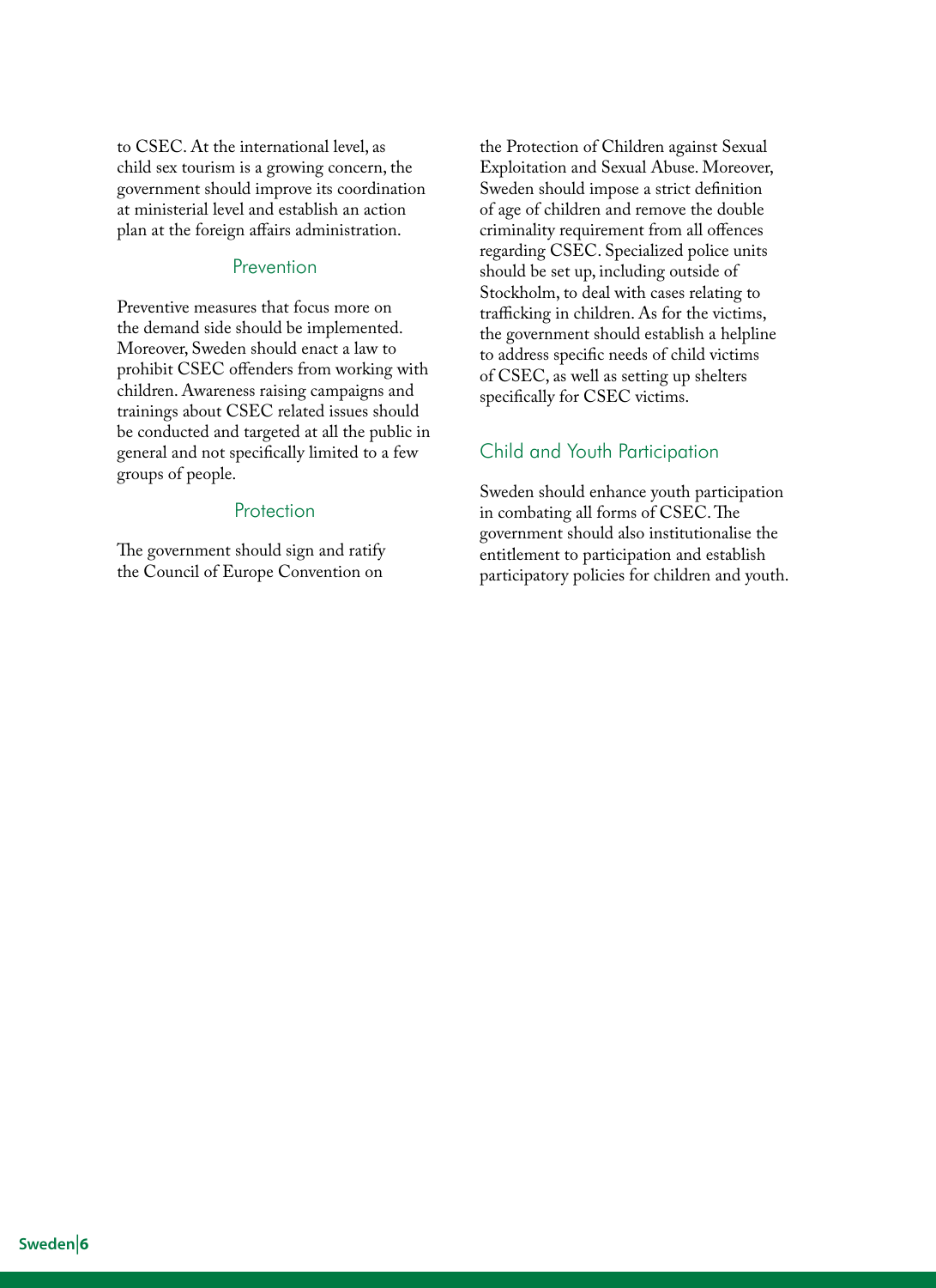to CSEC. At the international level, as child sex tourism is a growing concern, the government should improve its coordination at ministerial level and establish an action plan at the foreign affairs administration.

### Prevention

Preventive measures that focus more on the demand side should be implemented. Moreover, Sweden should enact a law to prohibit CSEC offenders from working with children. Awareness raising campaigns and trainings about CSEC related issues should be conducted and targeted at all the public in general and not specifically limited to a few groups of people.

### Protection

The government should sign and ratify the Council of Europe Convention on the Protection of Children against Sexual Exploitation and Sexual Abuse. Moreover, Sweden should impose a strict definition of age of children and remove the double criminality requirement from all offences regarding CSEC. Specialized police units should be set up, including outside of Stockholm, to deal with cases relating to trafficking in children. As for the victims, the government should establish a helpline to address specific needs of child victims of CSEC, as well as setting up shelters specifically for CSEC victims.

### Child and Youth Participation

Sweden should enhance youth participation in combating all forms of CSEC. The government should also institutionalise the entitlement to participation and establish participatory policies for children and youth.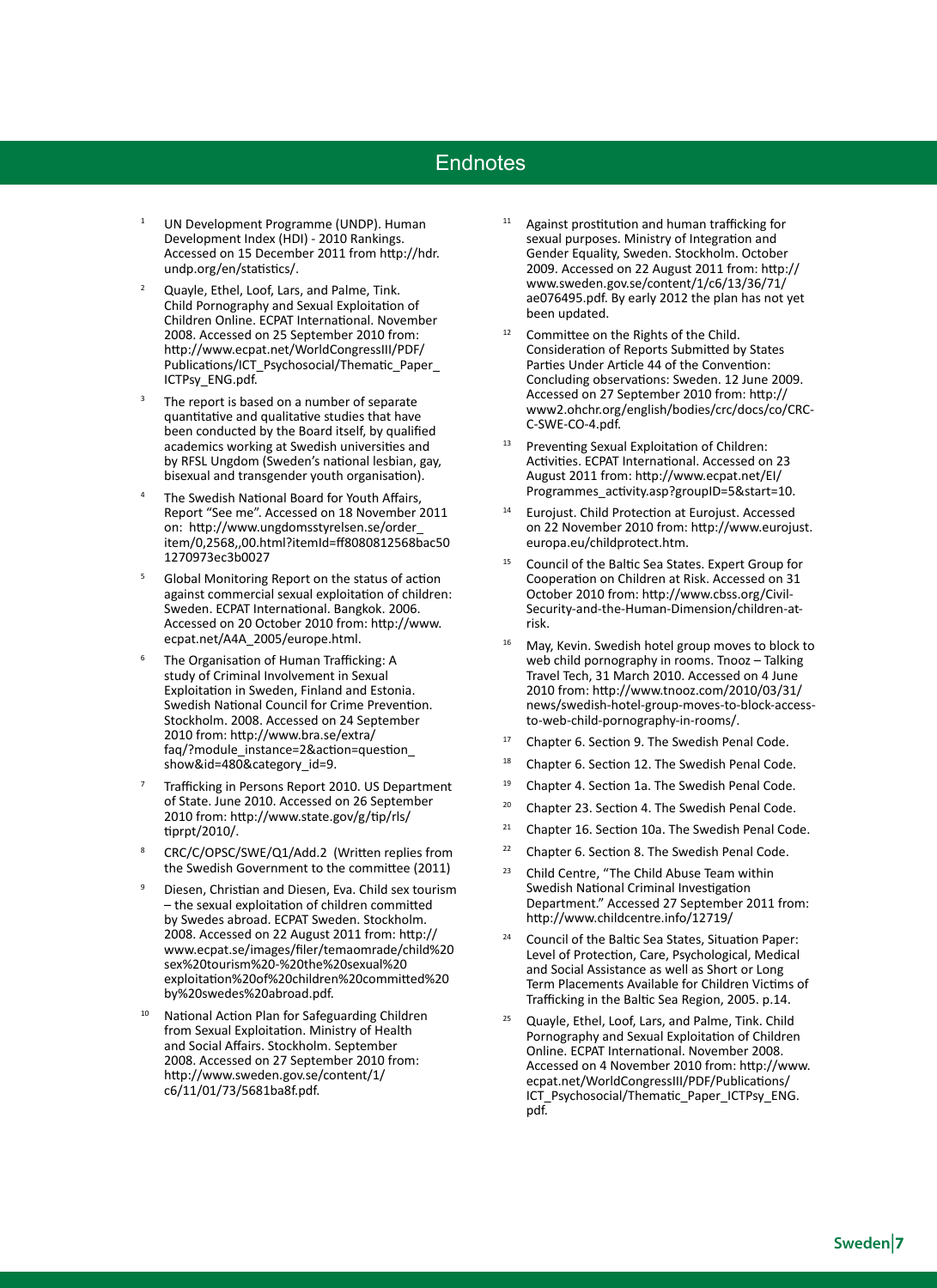# Endnotes

1. UN Development Programme (UNDP). Human Development Index (HDI) - 2010 Rankings. Accessed on 15 December 2011 from http://hdr.undp.org/en/statistics/.

2. Quayle, Ethel, Loof, Lars, and Palme, Tink. Child Pornography and Sexual Exploitation of Children Online. ECPAT International. November 2008. Accessed on 25 September 2010 from: http://www.ecpat.net/WorldCongressIII/PDF/Publications/ICT_Psychosocial/Thematic_Paper_ICTPsy_ENG.pdf.

3. The report is based on a number of separate quantitative and qualitative studies that have been conducted by the Board itself, by qualified academics working at Swedish universities and by RFSL Ungdom (Sweden's national lesbian, gay, bisexual and transgender youth organisation).

4. The Swedish National Board for Youth Affairs, Report "See me". Accessed on 18 November 2011 on: http://www.ungdomsstyrelsen.se/order_item/0,2568,,00.html?itemId=ff8080812568bac501270973ec3b0027

5. Global Monitoring Report on the status of action against commercial sexual exploitation of children: Sweden. ECPAT International. Bangkok. 2006. Accessed on 20 October 2010 from: http://www.ecpat.net/A4A_2005/europe.html.

6. The Organisation of Human Trafficking: A study of Criminal Involvement in Sexual Exploitation in Sweden, Finland and Estonia. Swedish National Council for Crime Prevention. Stockholm. 2008. Accessed on 24 September 2010 from: http://www.bra.se/extra/faq/?module_instance=2&action=question_show&id=480&category_id=9.

7. Trafficking in Persons Report 2010. US Department of State. June 2010. Accessed on 26 September 2010 from: http://www.state.gov/g/tip/rls/tiprpt/2010/.

8. CRC/C/OPSC/SWE/Q1/Add.2 (Written replies from the Swedish Government to the committee (2011)

9. Diesen, Christian and Diesen, Eva. Child sex tourism – the sexual exploitation of children committed by Swedes abroad. ECPAT Sweden. Stockholm. 2008. Accessed on 22 August 2011 from: http://www.ecpat.se/images/filer/temaomrade/child%20sex%20tourism%20-%20the%20sexual%20exploitation%20of%20children%20committed%20by%20swedes%20abroad.pdf.

10. National Action Plan for Safeguarding Children from Sexual Exploitation. Ministry of Health and Social Affairs. Stockholm. September 2008. Accessed on 27 September 2010 from: http://www.sweden.gov.se/content/1/c6/11/01/73/5681ba8f.pdf.

11. Against prostitution and human trafficking for sexual purposes. Ministry of Integration and Gender Equality, Sweden. Stockholm. October 2009. Accessed on 22 August 2011 from: http://www.sweden.gov.se/content/1/c6/13/36/71/ae076495.pdf. By early 2012 the plan has not yet been updated.

12. Committee on the Rights of the Child. Consideration of Reports Submitted by States Parties Under Article 44 of the Convention: Concluding observations: Sweden. 12 June 2009. Accessed on 27 September 2010 from: http://www2.ohchr.org/english/bodies/crc/docs/co/CRC-C-SWE-CO-4.pdf.

13. Preventing Sexual Exploitation of Children: Activities. ECPAT International. Accessed on 23 August 2011 from: http://www.ecpat.net/EI/Programmes_activity.asp?groupID=5&start=10.

14. Eurojust. Child Protection at Eurojust. Accessed on 22 November 2010 from: http://www.eurojust.europa.eu/childprotect.htm.

15. Council of the Baltic Sea States. Expert Group for Cooperation on Children at Risk. Accessed on 31 October 2010 from: http://www.cbss.org/Civil-Security-and-the-Human-Dimension/children-at-risk.

16. May, Kevin. Swedish hotel group moves to block to web child pornography in rooms. Tnooz – Talking Travel Tech, 31 March 2010. Accessed on 4 June 2010 from: http://www.tnooz.com/2010/03/31/news/swedish-hotel-group-moves-to-block-access-to-web-child-pornography-in-rooms/.

17. Chapter 6. Section 9. The Swedish Penal Code.

18. Chapter 6. Section 12. The Swedish Penal Code.

19. Chapter 4. Section 1a. The Swedish Penal Code.

20. Chapter 23. Section 4. The Swedish Penal Code.

21. Chapter 16. Section 10a. The Swedish Penal Code.

22. Chapter 6. Section 8. The Swedish Penal Code.

23. Child Centre, "The Child Abuse Team within Swedish National Criminal Investigation Department." Accessed 27 September 2011 from: http://www.childcentre.info/12719/

24. Council of the Baltic Sea States, Situation Paper: Level of Protection, Care, Psychological, Medical and Social Assistance as well as Short or Long Term Placements Available for Children Victims of Trafficking in the Baltic Sea Region, 2005. p.14.

25. Quayle, Ethel, Loof, Lars, and Palme, Tink. Child Pornography and Sexual Exploitation of Children Online. ECPAT International. November 2008. Accessed on 4 November 2010 from: http://www.ecpat.net/WorldCongressIII/PDF/Publications/ICT_Psychosocial/Thematic_Paper_ICTPsy_ENG.pdf.